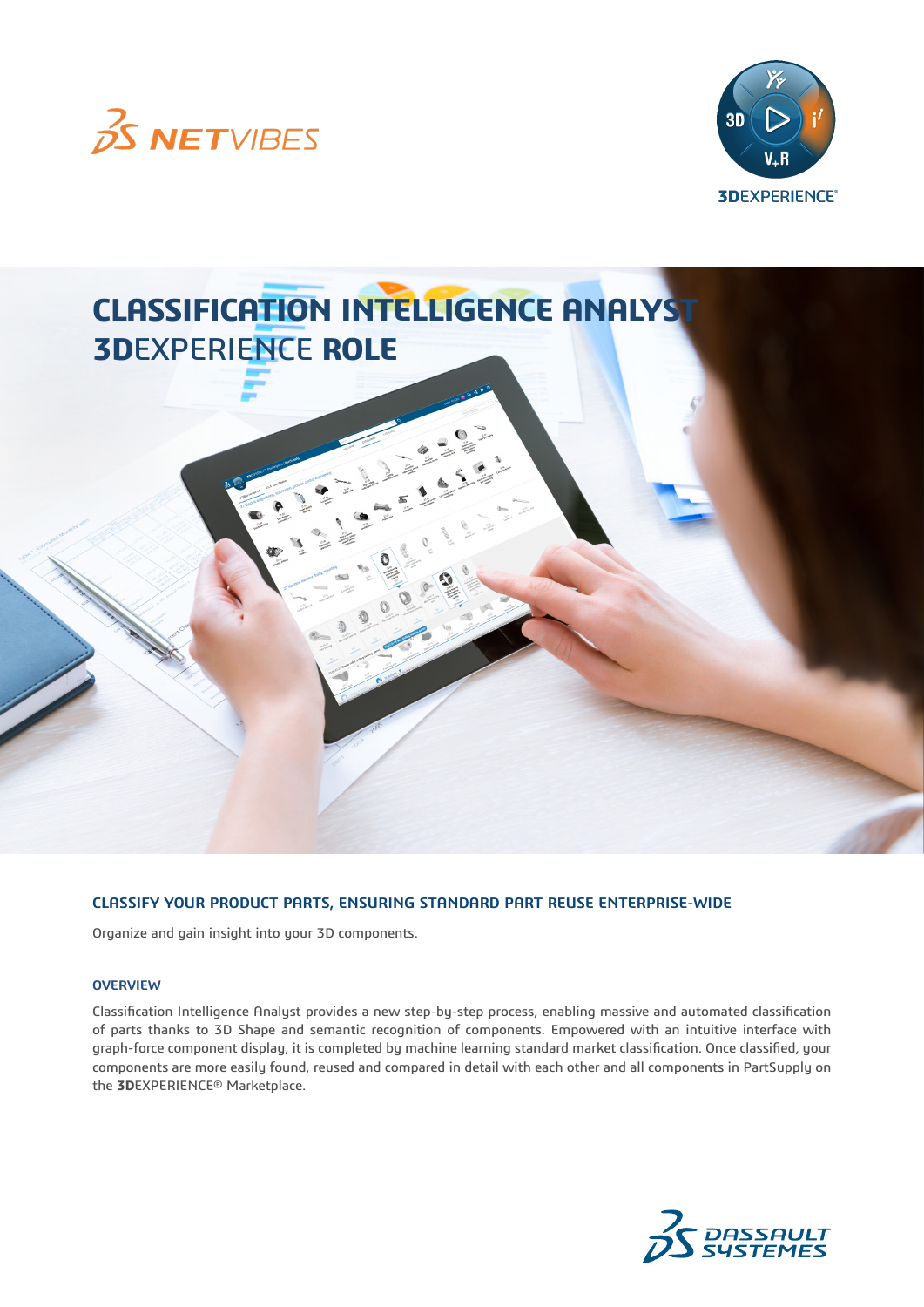# CLASSIFICATION INTELLIGENCE ANALYST 3DEXPERIENCE ROLE

## CLASSIFY YOUR PRODUCT PARTS, ENSURING STANDARD PART REUSE ENTERPRISE-WIDE

Organize and gain insight into your 3D components.

### OVERVIEW

Classification Intelligence Analyst provides a new step-by-step process, enabling massive and automated classification of parts thanks to 3D Shape and semantic recognition of components. Empowered with an intuitive interface with graph-force component display, it is completed by machine learning standard market classification. Once classified, your components are more easily found, reused and compared in detail with each other and all components in PartSupply on the **3D**EXPERIENCE® Marketplace.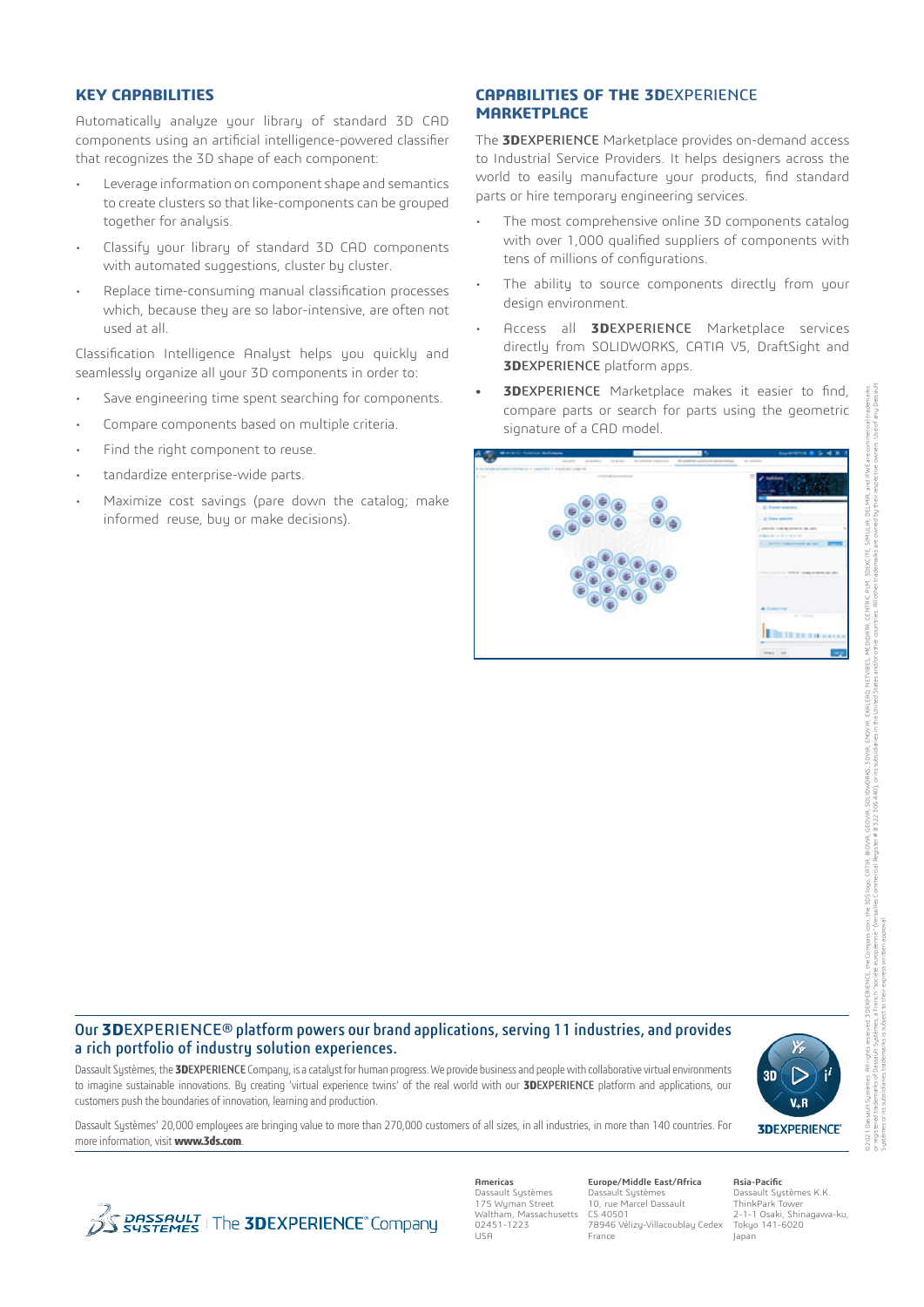## KEY CAPABILITIES

Automatically analyze your library of standard 3D CAD components using an artificial intelligence-powered classifier that recognizes the 3D shape of each component:

- Leverage information on component shape and semantics to create clusters so that like-components can be grouped together for analysis.
- Classify your library of standard 3D CAD components with automated suggestions, cluster by cluster.
- Replace time-consuming manual classification processes which, because they are so labor-intensive, are often not used at all.

Classification Intelligence Analyst helps you quickly and seamlessly organize all your 3D components in order to:

- Save engineering time spent searching for components.
- Compare components based on multiple criteria.
- Find the right component to reuse.
- tandardize enterprise-wide parts.
- Maximize cost savings (pare down the catalog; make informed reuse, buy or make decisions).

## CAPABILITIES OF THE 3DEXPERIENCE MARKETPLACE

The **3D**EXPERIENCE Marketplace provides on-demand access to Industrial Service Providers. It helps designers across the world to easily manufacture your products, find standard parts or hire temporary engineering services.

- The most comprehensive online 3D components catalog with over 1,000 qualified suppliers of components with tens of millions of configurations.
- The ability to source components directly from your design environment.
- Access all **3D**EXPERIENCE Marketplace services directly from SOLIDWORKS, CATIA V5, DraftSight and **3D**EXPERIENCE platform apps.
- **3D**EXPERIENCE Marketplace makes it easier to find, compare parts or search for parts using the geometric signature of a CAD model.

### Our 3DEXPERIENCE® platform powers our brand applications, serving 11 industries, and provides a rich portfolio of industry solution experiences.

Dassault Systèmes, the **3D**EXPERIENCE Company, is a catalyst for human progress. We provide business and people with collaborative virtual environments to imagine sustainable innovations. By creating 'virtual experience twins' of the real world with our **3D**EXPERIENCE platform and applications, our customers push the boundaries of innovation, learning and production.

Dassault Systèmes' 20,000 employees are bringing value to more than 270,000 customers of all sizes, in all industries, in more than 140 countries. For more information, visit **www.3ds.com**.

DASSAULT SYSTEMES | The **3D**EXPERIENCE® Company

**Americas**
Dassault Systèmes
175 Wyman Street
Waltham, Massachusetts
02451-1223
USA

**Europe/Middle East/Africa**
Dassault Systèmes
10, rue Marcel Dassault
CS 40501
78946 Vélizy-Villacoublay Cedex
France

**Asia-Pacific**
Dassault Systèmes K.K.
ThinkPark Tower
2-1-1 Osaki, Shinagawa-ku,
Tokyo 141-6020
Japan